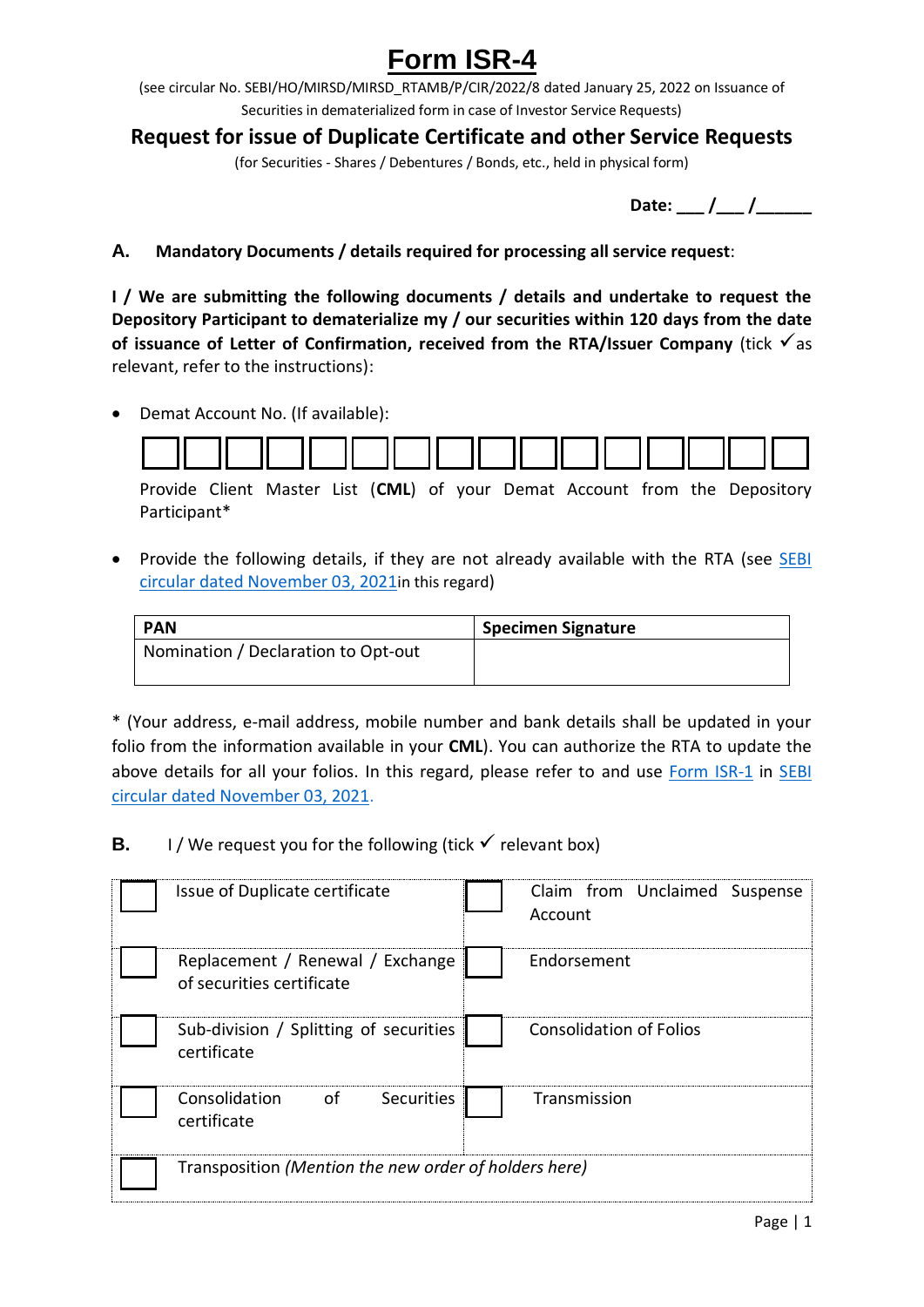# Form ISR-4

(see circular No. SEBI/HO/MIRSD/MIRSD_RTAMB/P/CIR/2022/8 dated January 25, 2022 on Issuance of Securities in dematerialized form in case of Investor Service Requests)

## Request for issue of Duplicate Certificate and other Service Requests

(for Securities - Shares / Debentures / Bonds, etc., held in physical form)

**Date: ___ /___ /______**

**A. Mandatory Documents / details required for processing all service request**:

**I / We are submitting the following documents / details and undertake to request the Depository Participant to dematerialize my / our securities within 120 days from the date of issuance of Letter of Confirmation, received from the RTA/Issuer Company** (tick ✓ as relevant, refer to the instructions):

- Demat Account No. (If available):

| | | | | | | | | | | | | | | | |
|---|---|---|---|---|---|---|---|---|---|---|---|---|---|---|---|
| | | | | | | | | | | | | | | | |

  Provide Client Master List (**CML**) of your Demat Account from the Depository Participant*

- Provide the following details, if they are not already available with the RTA (see SEBI circular dated November 03, 2021 in this regard)

| **PAN** | **Specimen Signature** |
|---|---|
| Nomination / Declaration to Opt-out | |

* (Your address, e-mail address, mobile number and bank details shall be updated in your folio from the information available in your **CML**). You can authorize the RTA to update the above details for all your folios. In this regard, please refer to and use Form ISR-1 in SEBI circular dated November 03, 2021.

**B.** I / We request you for the following (tick ✓ relevant box)

| | | | |
|---|---|---|---|
| ☐ | Issue of Duplicate certificate | ☐ | Claim from Unclaimed Suspense Account |
| ☐ | Replacement / Renewal / Exchange of securities certificate | ☐ | Endorsement |
| ☐ | Sub-division / Splitting of securities certificate | ☐ | Consolidation of Folios |
| ☐ | Consolidation of Securities certificate | ☐ | Transmission |
| ☐ | Transposition *(Mention the new order of holders here)* | | |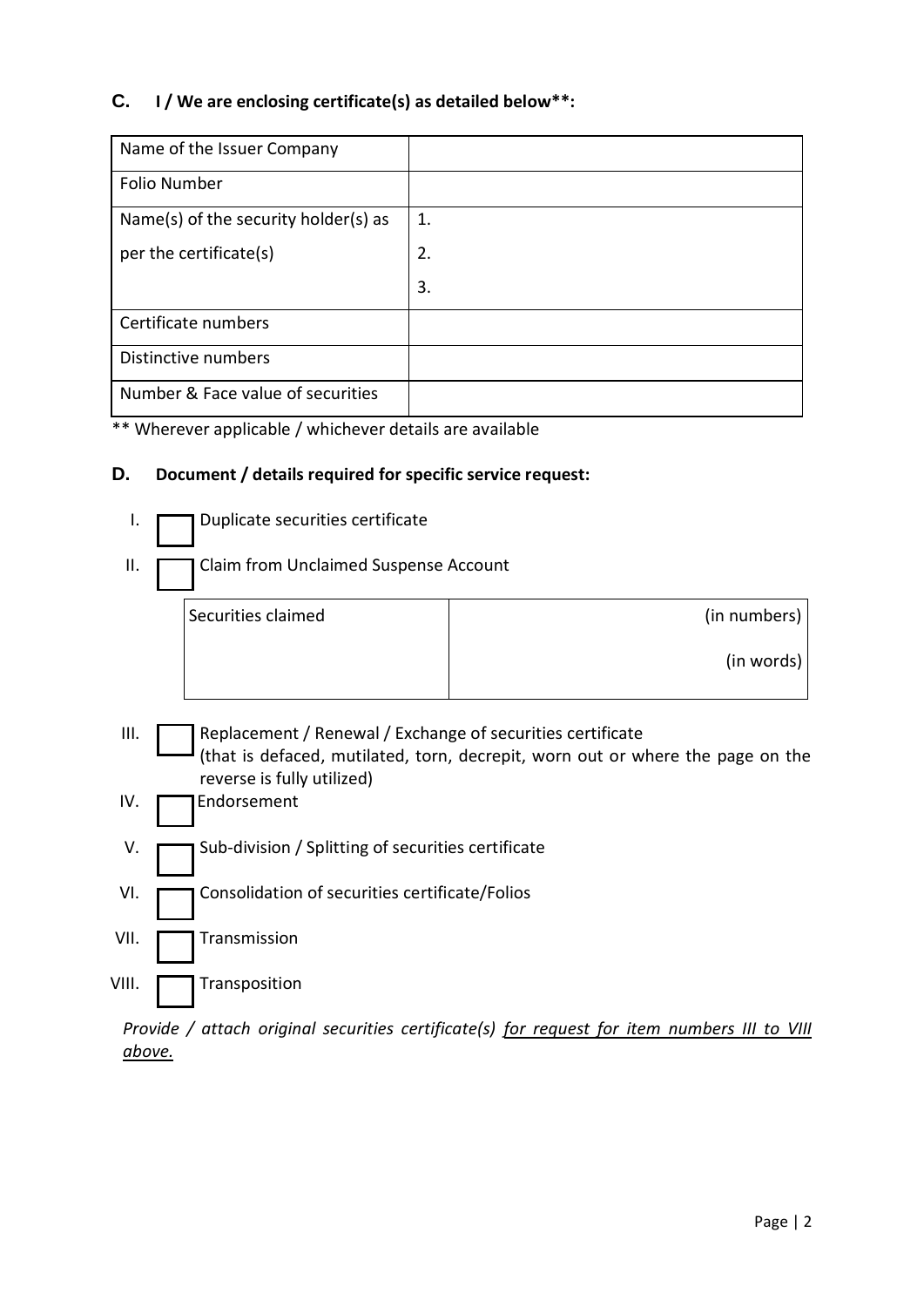## C. I / We are enclosing certificate(s) as detailed below**:

| Name of the Issuer Company | |
|---|---|
| Folio Number | |
| Name(s) of the security holder(s) as per the certificate(s) | 1.<br>2.<br>3. |
| Certificate numbers | |
| Distinctive numbers | |
| Number & Face value of securities | |

** Wherever applicable / whichever details are available

## D. Document / details required for specific service request:

I. ☐ Duplicate securities certificate

II. ☐ Claim from Unclaimed Suspense Account

| Securities claimed | (in numbers)<br>(in words) |
|---|---|

III. ☐ Replacement / Renewal / Exchange of securities certificate (that is defaced, mutilated, torn, decrepit, worn out or where the page on the reverse is fully utilized)

IV. ☐ Endorsement

V. ☐ Sub-division / Splitting of securities certificate

VI. ☐ Consolidation of securities certificate/Folios

VII. ☐ Transmission

VIII. ☐ Transposition

*Provide / attach original securities certificate(s) <u>for request for item numbers III to VIII above.</u>*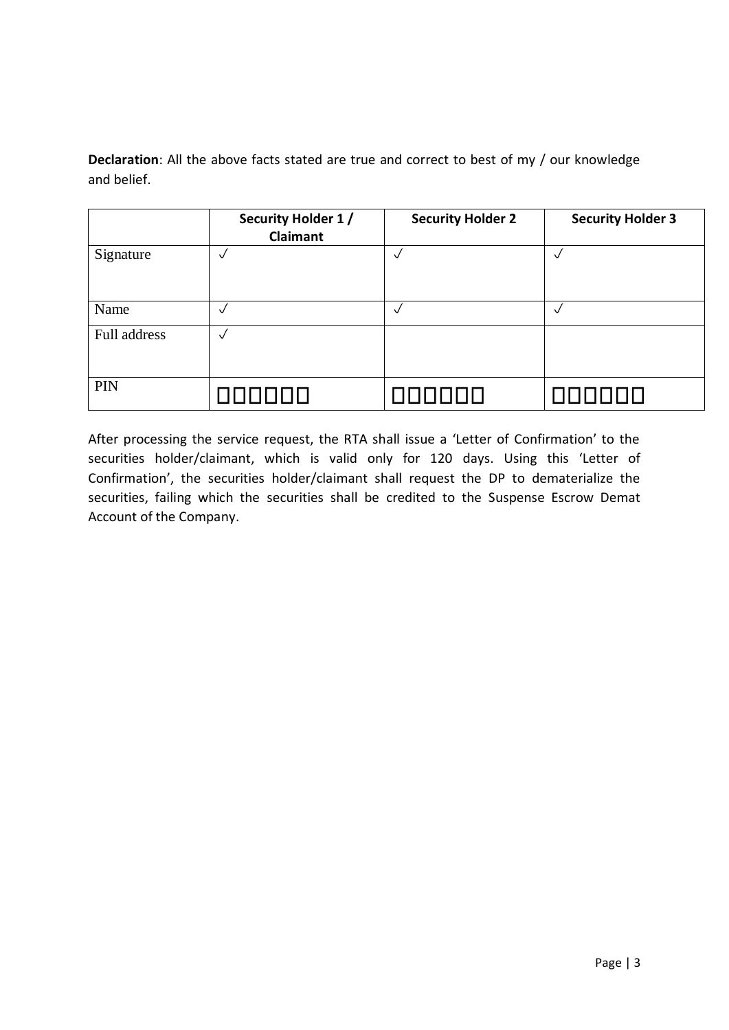**Declaration**: All the above facts stated are true and correct to best of my / our knowledge and belief.

| | **Security Holder 1 / Claimant** | **Security Holder 2** | **Security Holder 3** |
|---|---|---|---|
| Signature | ✓ | ✓ | ✓ |
| Name | ✓ | ✓ | ✓ |
| Full address | ✓ | | |
| PIN | □□□□□□ | □□□□□□ | □□□□□□ |

After processing the service request, the RTA shall issue a 'Letter of Confirmation' to the securities holder/claimant, which is valid only for 120 days. Using this 'Letter of Confirmation', the securities holder/claimant shall request the DP to dematerialize the securities, failing which the securities shall be credited to the Suspense Escrow Demat Account of the Company.